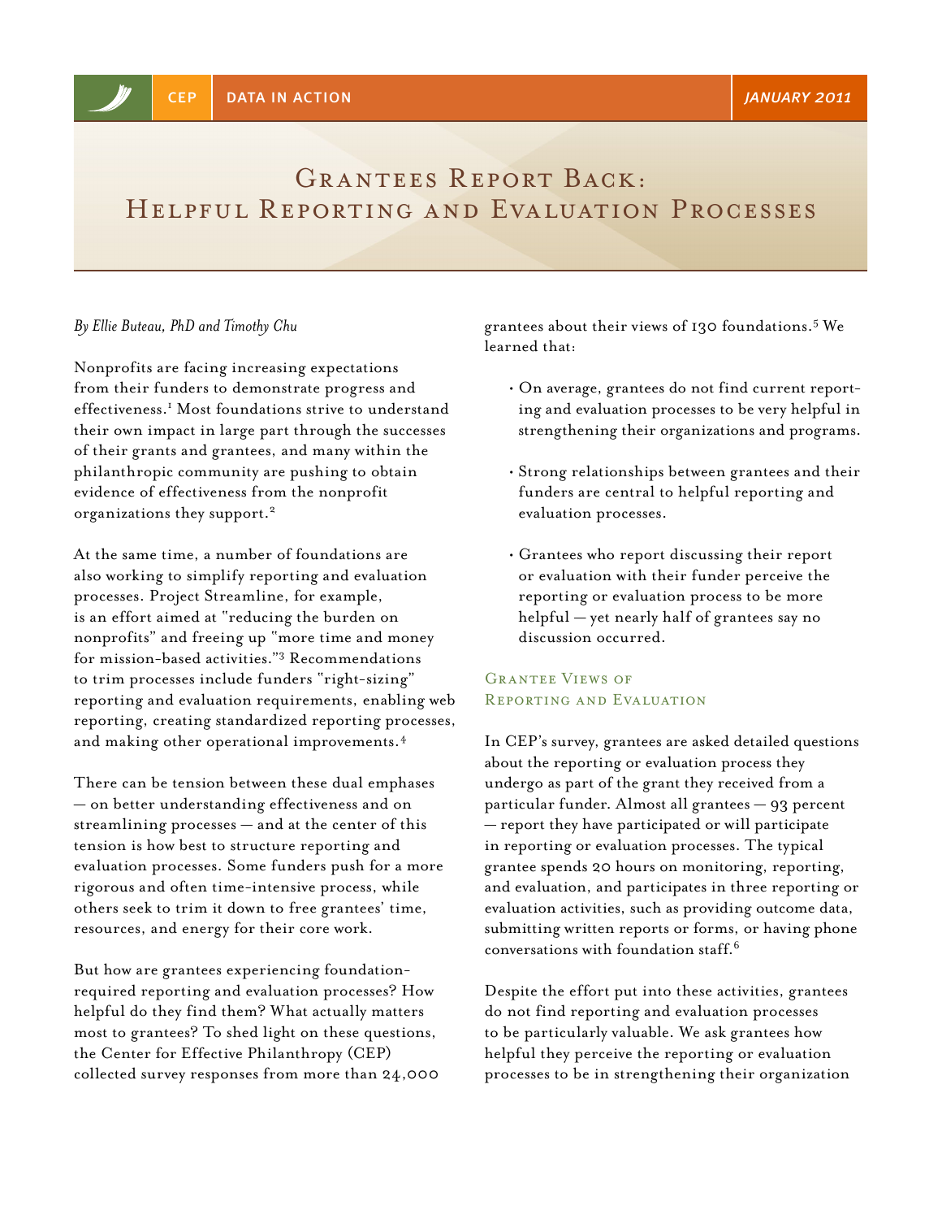CEP | DATA IN ACTION | JANUARY 2011

# Grantees Report Back: Helpful Reporting and Evaluation Processes

*By Ellie Buteau, PhD and Timothy Chu*

Nonprofits are facing increasing expectations from their funders to demonstrate progress and effectiveness.[1] Most foundations strive to understand their own impact in large part through the successes of their grants and grantees, and many within the philanthropic community are pushing to obtain evidence of effectiveness from the nonprofit organizations they support.[2]

At the same time, a number of foundations are also working to simplify reporting and evaluation processes. Project Streamline, for example, is an effort aimed at "reducing the burden on nonprofits" and freeing up "more time and money for mission-based activities."[3] Recommendations to trim processes include funders "right-sizing" reporting and evaluation requirements, enabling web reporting, creating standardized reporting processes, and making other operational improvements.[4]

There can be tension between these dual emphases — on better understanding effectiveness and on streamlining processes — and at the center of this tension is how best to structure reporting and evaluation processes. Some funders push for a more rigorous and often time-intensive process, while others seek to trim it down to free grantees' time, resources, and energy for their core work.

But how are grantees experiencing foundation-required reporting and evaluation processes? How helpful do they find them? What actually matters most to grantees? To shed light on these questions, the Center for Effective Philanthropy (CEP) collected survey responses from more than 24,000 grantees about their views of 130 foundations.[5] We learned that:

- On average, grantees do not find current reporting and evaluation processes to be very helpful in strengthening their organizations and programs.
- Strong relationships between grantees and their funders are central to helpful reporting and evaluation processes.
- Grantees who report discussing their report or evaluation with their funder perceive the reporting or evaluation process to be more helpful — yet nearly half of grantees say no discussion occurred.

## Grantee Views of Reporting and Evaluation

In CEP's survey, grantees are asked detailed questions about the reporting or evaluation process they undergo as part of the grant they received from a particular funder. Almost all grantees — 93 percent — report they have participated or will participate in reporting or evaluation processes. The typical grantee spends 20 hours on monitoring, reporting, and evaluation, and participates in three reporting or evaluation activities, such as providing outcome data, submitting written reports or forms, or having phone conversations with foundation staff.[6]

Despite the effort put into these activities, grantees do not find reporting and evaluation processes to be particularly valuable. We ask grantees how helpful they perceive the reporting or evaluation processes to be in strengthening their organization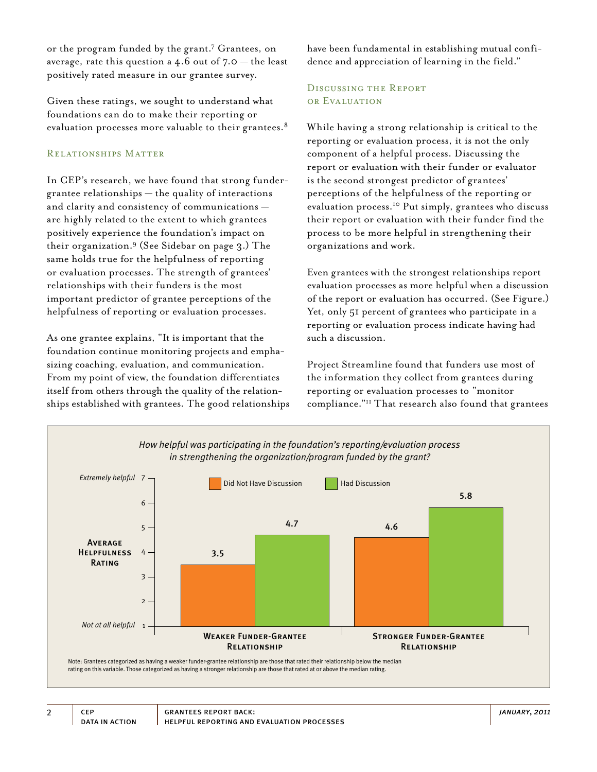or the program funded by the grant.[7] Grantees, on average, rate this question a 4.6 out of 7.0 — the least positively rated measure in our grantee survey.

Given these ratings, we sought to understand what foundations can do to make their reporting or evaluation processes more valuable to their grantees.[8]

## Relationships Matter

In CEP's research, we have found that strong funder-grantee relationships — the quality of interactions and clarity and consistency of communications — are highly related to the extent to which grantees positively experience the foundation's impact on their organization.[9] (See Sidebar on page 3.) The same holds true for the helpfulness of reporting or evaluation processes. The strength of grantees' relationships with their funders is the most important predictor of grantee perceptions of the helpfulness of reporting or evaluation processes.

As one grantee explains, "It is important that the foundation continue monitoring projects and emphasizing coaching, evaluation, and communication. From my point of view, the foundation differentiates itself from others through the quality of the relationships established with grantees. The good relationships have been fundamental in establishing mutual confidence and appreciation of learning in the field."

## Discussing the Report or Evaluation

While having a strong relationship is critical to the reporting or evaluation process, it is not the only component of a helpful process. Discussing the report or evaluation with their funder or evaluator is the second strongest predictor of grantees' perceptions of the helpfulness of the reporting or evaluation process.[10] Put simply, grantees who discuss their report or evaluation with their funder find the process to be more helpful in strengthening their organizations and work.

Even grantees with the strongest relationships report evaluation processes as more helpful when a discussion of the report or evaluation has occurred. (See Figure.) Yet, only 51 percent of grantees who participate in a reporting or evaluation process indicate having had such a discussion.

Project Streamline found that funders use most of the information they collect from grantees during reporting or evaluation processes to "monitor compliance."[11] That research also found that grantees

*How helpful was participating in the foundation's reporting/evaluation process in strengthening the organization/program funded by the grant?*

Average Helpfulness Rating (1 = Not at all helpful, 7 = Extremely helpful)

| | Did Not Have Discussion | Had Discussion |
|---|---|---|
| Weaker Funder-Grantee Relationship | 3.5 | 4.7 |
| Stronger Funder-Grantee Relationship | 4.6 | 5.8 |

Note: Grantees categorized as having a weaker funder-grantee relationship are those that rated their relationship below the median rating on this variable. Those categorized as having a stronger relationship are those that rated at or above the median rating.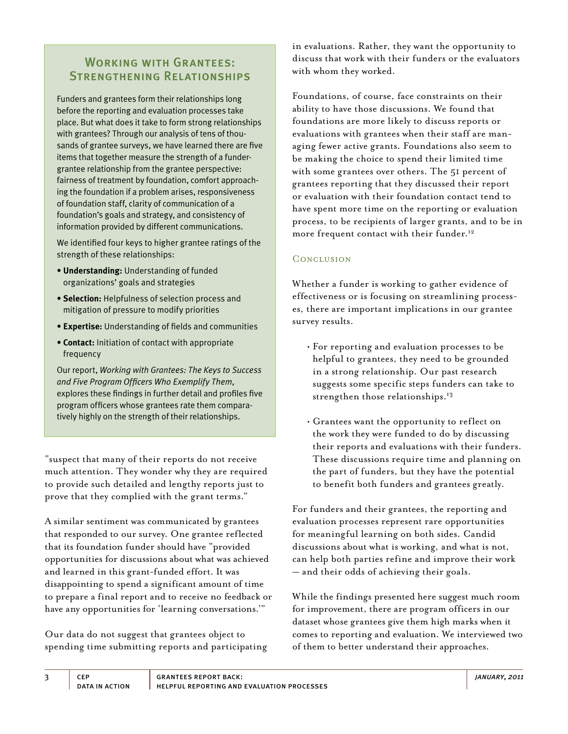## Working with Grantees: Strengthening Relationships

Funders and grantees form their relationships long before the reporting and evaluation processes take place. But what does it take to form strong relationships with grantees? Through our analysis of tens of thousands of grantee surveys, we have learned there are five items that together measure the strength of a funder-grantee relationship from the grantee perspective: fairness of treatment by foundation, comfort approaching the foundation if a problem arises, responsiveness of foundation staff, clarity of communication of a foundation's goals and strategy, and consistency of information provided by different communications.

We identified four keys to higher grantee ratings of the strength of these relationships:

- **Understanding:** Understanding of funded organizations' goals and strategies
- **Selection:** Helpfulness of selection process and mitigation of pressure to modify priorities
- **Expertise:** Understanding of fields and communities
- **Contact:** Initiation of contact with appropriate frequency

Our report, *Working with Grantees: The Keys to Success and Five Program Officers Who Exemplify Them*, explores these findings in further detail and profiles five program officers whose grantees rate them comparatively highly on the strength of their relationships.

"suspect that many of their reports do not receive much attention. They wonder why they are required to provide such detailed and lengthy reports just to prove that they complied with the grant terms."

A similar sentiment was communicated by grantees that responded to our survey. One grantee reflected that its foundation funder should have "provided opportunities for discussions about what was achieved and learned in this grant-funded effort. It was disappointing to spend a significant amount of time to prepare a final report and to receive no feedback or have any opportunities for 'learning conversations.'"

Our data do not suggest that grantees object to spending time submitting reports and participating in evaluations. Rather, they want the opportunity to discuss that work with their funders or the evaluators with whom they worked.

Foundations, of course, face constraints on their ability to have those discussions. We found that foundations are more likely to discuss reports or evaluations with grantees when their staff are managing fewer active grants. Foundations also seem to be making the choice to spend their limited time with some grantees over others. The 51 percent of grantees reporting that they discussed their report or evaluation with their foundation contact tend to have spent more time on the reporting or evaluation process, to be recipients of larger grants, and to be in more frequent contact with their funder.[12]

### Conclusion

Whether a funder is working to gather evidence of effectiveness or is focusing on streamlining processes, there are important implications in our grantee survey results.

- For reporting and evaluation processes to be helpful to grantees, they need to be grounded in a strong relationship. Our past research suggests some specific steps funders can take to strengthen those relationships.[13]
- Grantees want the opportunity to reflect on the work they were funded to do by discussing their reports and evaluations with their funders. These discussions require time and planning on the part of funders, but they have the potential to benefit both funders and grantees greatly.

For funders and their grantees, the reporting and evaluation processes represent rare opportunities for meaningful learning on both sides. Candid discussions about what is working, and what is not, can help both parties refine and improve their work — and their odds of achieving their goals.

While the findings presented here suggest much room for improvement, there are program officers in our dataset whose grantees give them high marks when it comes to reporting and evaluation. We interviewed two of them to better understand their approaches.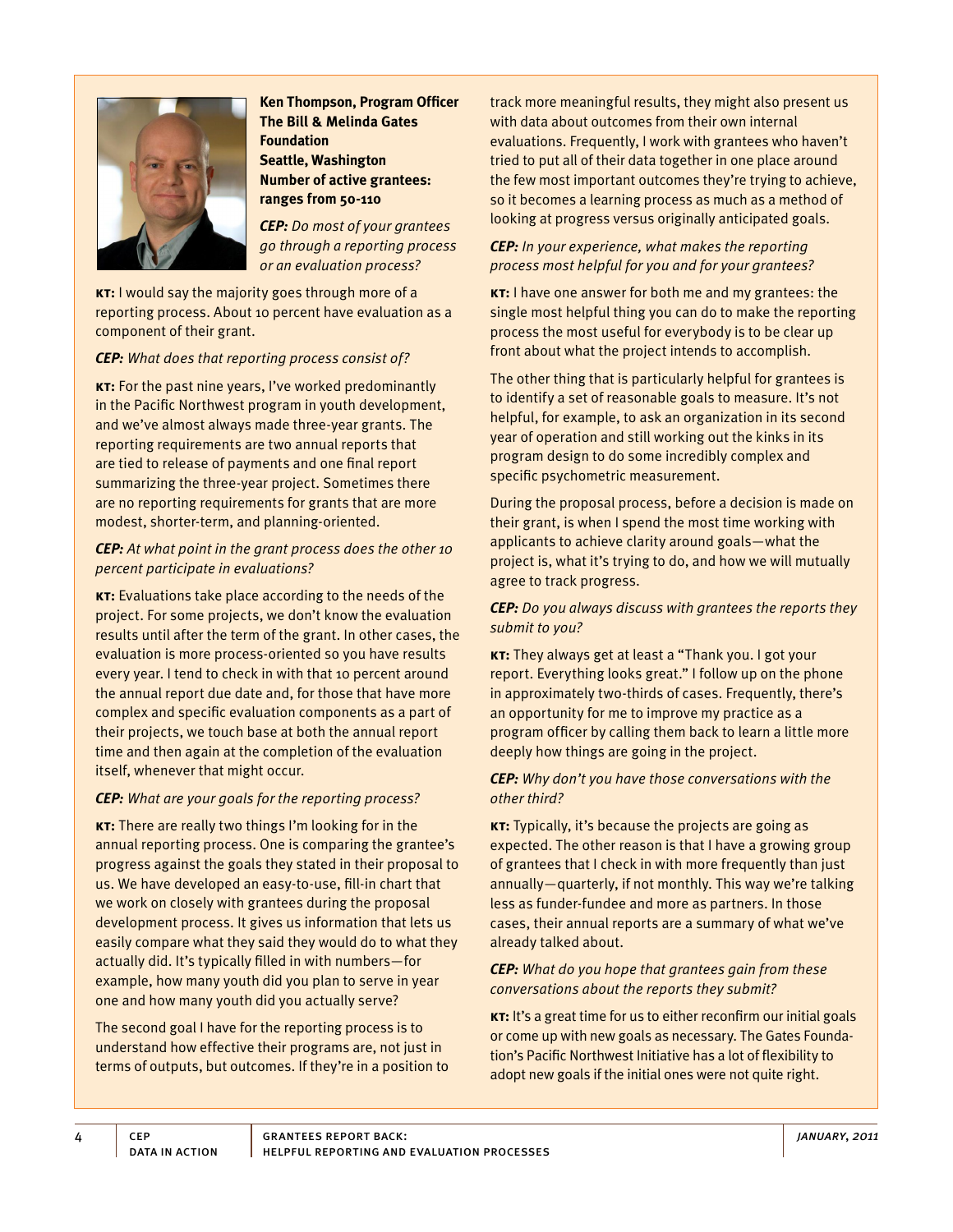**Ken Thompson, Program Officer**
**The Bill & Melinda Gates Foundation**
**Seattle, Washington**
**Number of active grantees: ranges from 50-110**

***CEP:** Do most of your grantees go through a reporting process or an evaluation process?*

**KT:** I would say the majority goes through more of a reporting process. About 10 percent have evaluation as a component of their grant.

***CEP:** What does that reporting process consist of?*

**KT:** For the past nine years, I've worked predominantly in the Pacific Northwest program in youth development, and we've almost always made three-year grants. The reporting requirements are two annual reports that are tied to release of payments and one final report summarizing the three-year project. Sometimes there are no reporting requirements for grants that are more modest, shorter-term, and planning-oriented.

***CEP:** At what point in the grant process does the other 10 percent participate in evaluations?*

**KT:** Evaluations take place according to the needs of the project. For some projects, we don't know the evaluation results until after the term of the grant. In other cases, the evaluation is more process-oriented so you have results every year. I tend to check in with that 10 percent around the annual report due date and, for those that have more complex and specific evaluation components as a part of their projects, we touch base at both the annual report time and then again at the completion of the evaluation itself, whenever that might occur.

***CEP:** What are your goals for the reporting process?*

**KT:** There are really two things I'm looking for in the annual reporting process. One is comparing the grantee's progress against the goals they stated in their proposal to us. We have developed an easy-to-use, fill-in chart that we work on closely with grantees during the proposal development process. It gives us information that lets us easily compare what they said they would do to what they actually did. It's typically filled in with numbers—for example, how many youth did you plan to serve in year one and how many youth did you actually serve?

The second goal I have for the reporting process is to understand how effective their programs are, not just in terms of outputs, but outcomes. If they're in a position to track more meaningful results, they might also present us with data about outcomes from their own internal evaluations. Frequently, I work with grantees who haven't tried to put all of their data together in one place around the few most important outcomes they're trying to achieve, so it becomes a learning process as much as a method of looking at progress versus originally anticipated goals.

***CEP:** In your experience, what makes the reporting process most helpful for you and for your grantees?*

**KT:** I have one answer for both me and my grantees: the single most helpful thing you can do to make the reporting process the most useful for everybody is to be clear up front about what the project intends to accomplish.

The other thing that is particularly helpful for grantees is to identify a set of reasonable goals to measure. It's not helpful, for example, to ask an organization in its second year of operation and still working out the kinks in its program design to do some incredibly complex and specific psychometric measurement.

During the proposal process, before a decision is made on their grant, is when I spend the most time working with applicants to achieve clarity around goals—what the project is, what it's trying to do, and how we will mutually agree to track progress.

***CEP:** Do you always discuss with grantees the reports they submit to you?*

**KT:** They always get at least a "Thank you. I got your report. Everything looks great." I follow up on the phone in approximately two-thirds of cases. Frequently, there's an opportunity for me to improve my practice as a program officer by calling them back to learn a little more deeply how things are going in the project.

***CEP:** Why don't you have those conversations with the other third?*

**KT:** Typically, it's because the projects are going as expected. The other reason is that I have a growing group of grantees that I check in with more frequently than just annually—quarterly, if not monthly. This way we're talking less as funder-fundee and more as partners. In those cases, their annual reports are a summary of what we've already talked about.

***CEP:** What do you hope that grantees gain from these conversations about the reports they submit?*

**KT:** It's a great time for us to either reconfirm our initial goals or come up with new goals as necessary. The Gates Foundation's Pacific Northwest Initiative has a lot of flexibility to adopt new goals if the initial ones were not quite right.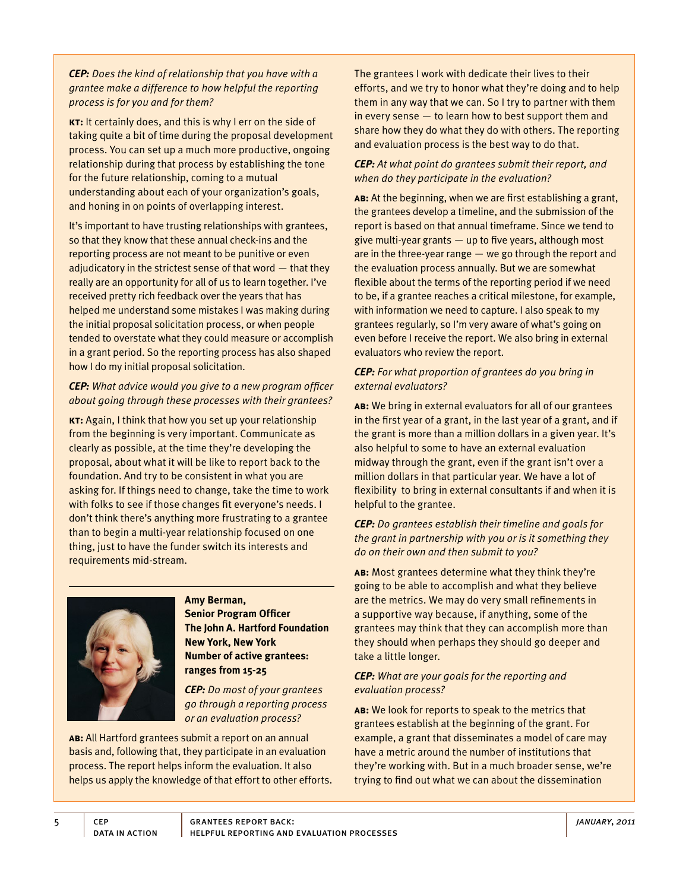***CEP:** Does the kind of relationship that you have with a grantee make a difference to how helpful the reporting process is for you and for them?*

**KT:** It certainly does, and this is why I err on the side of taking quite a bit of time during the proposal development process. You can set up a much more productive, ongoing relationship during that process by establishing the tone for the future relationship, coming to a mutual understanding about each of your organization's goals, and honing in on points of overlapping interest.

It's important to have trusting relationships with grantees, so that they know that these annual check-ins and the reporting process are not meant to be punitive or even adjudicatory in the strictest sense of that word — that they really are an opportunity for all of us to learn together. I've received pretty rich feedback over the years that has helped me understand some mistakes I was making during the initial proposal solicitation process, or when people tended to overstate what they could measure or accomplish in a grant period. So the reporting process has also shaped how I do my initial proposal solicitation.

***CEP:** What advice would you give to a new program officer about going through these processes with their grantees?*

**KT:** Again, I think that how you set up your relationship from the beginning is very important. Communicate as clearly as possible, at the time they're developing the proposal, about what it will be like to report back to the foundation. And try to be consistent in what you are asking for. If things need to change, take the time to work with folks to see if those changes fit everyone's needs. I don't think there's anything more frustrating to a grantee than to begin a multi-year relationship focused on one thing, just to have the funder switch its interests and requirements mid-stream.

---

**Amy Berman,**
**Senior Program Officer**
**The John A. Hartford Foundation**
**New York, New York**
**Number of active grantees: ranges from 15-25**

***CEP:** Do most of your grantees go through a reporting process or an evaluation process?*

**AB:** All Hartford grantees submit a report on an annual basis and, following that, they participate in an evaluation process. The report helps inform the evaluation. It also helps us apply the knowledge of that effort to other efforts. The grantees I work with dedicate their lives to their efforts, and we try to honor what they're doing and to help them in any way that we can. So I try to partner with them in every sense — to learn how to best support them and share how they do what they do with others. The reporting and evaluation process is the best way to do that.

***CEP:** At what point do grantees submit their report, and when do they participate in the evaluation?*

**AB:** At the beginning, when we are first establishing a grant, the grantees develop a timeline, and the submission of the report is based on that annual timeframe. Since we tend to give multi-year grants — up to five years, although most are in the three-year range — we go through the report and the evaluation process annually. But we are somewhat flexible about the terms of the reporting period if we need to be, if a grantee reaches a critical milestone, for example, with information we need to capture. I also speak to my grantees regularly, so I'm very aware of what's going on even before I receive the report. We also bring in external evaluators who review the report.

***CEP:** For what proportion of grantees do you bring in external evaluators?*

**AB:** We bring in external evaluators for all of our grantees in the first year of a grant, in the last year of a grant, and if the grant is more than a million dollars in a given year. It's also helpful to some to have an external evaluation midway through the grant, even if the grant isn't over a million dollars in that particular year. We have a lot of flexibility to bring in external consultants if and when it is helpful to the grantee.

***CEP:** Do grantees establish their timeline and goals for the grant in partnership with you or is it something they do on their own and then submit to you?*

**AB:** Most grantees determine what they think they're going to be able to accomplish and what they believe are the metrics. We may do very small refinements in a supportive way because, if anything, some of the grantees may think that they can accomplish more than they should when perhaps they should go deeper and take a little longer.

***CEP:** What are your goals for the reporting and evaluation process?*

**AB:** We look for reports to speak to the metrics that grantees establish at the beginning of the grant. For example, a grant that disseminates a model of care may have a metric around the number of institutions that they're working with. But in a much broader sense, we're trying to find out what we can about the dissemination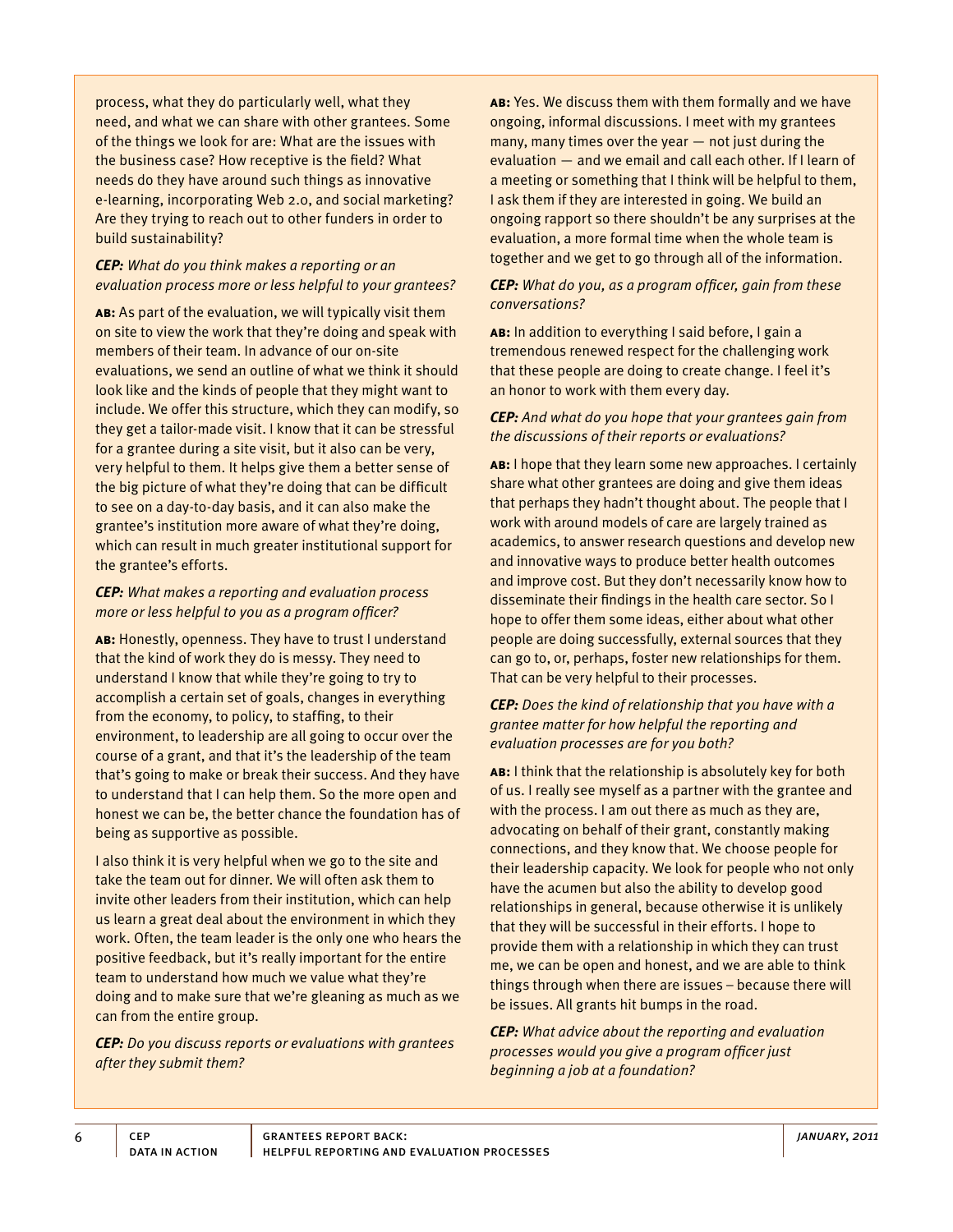process, what they do particularly well, what they need, and what we can share with other grantees. Some of the things we look for are: What are the issues with the business case? How receptive is the field? What needs do they have around such things as innovative e-learning, incorporating Web 2.0, and social marketing? Are they trying to reach out to other funders in order to build sustainability?

***CEP:*** *What do you think makes a reporting or an evaluation process more or less helpful to your grantees?*

**AB:** As part of the evaluation, we will typically visit them on site to view the work that they're doing and speak with members of their team. In advance of our on-site evaluations, we send an outline of what we think it should look like and the kinds of people that they might want to include. We offer this structure, which they can modify, so they get a tailor-made visit. I know that it can be stressful for a grantee during a site visit, but it also can be very, very helpful to them. It helps give them a better sense of the big picture of what they're doing that can be difficult to see on a day-to-day basis, and it can also make the grantee's institution more aware of what they're doing, which can result in much greater institutional support for the grantee's efforts.

***CEP:*** *What makes a reporting and evaluation process more or less helpful to you as a program officer?*

**AB:** Honestly, openness. They have to trust I understand that the kind of work they do is messy. They need to understand I know that while they're going to try to accomplish a certain set of goals, changes in everything from the economy, to policy, to staffing, to their environment, to leadership are all going to occur over the course of a grant, and that it's the leadership of the team that's going to make or break their success. And they have to understand that I can help them. So the more open and honest we can be, the better chance the foundation has of being as supportive as possible.

I also think it is very helpful when we go to the site and take the team out for dinner. We will often ask them to invite other leaders from their institution, which can help us learn a great deal about the environment in which they work. Often, the team leader is the only one who hears the positive feedback, but it's really important for the entire team to understand how much we value what they're doing and to make sure that we're gleaning as much as we can from the entire group.

***CEP:*** *Do you discuss reports or evaluations with grantees after they submit them?*

**AB:** Yes. We discuss them with them formally and we have ongoing, informal discussions. I meet with my grantees many, many times over the year — not just during the evaluation — and we email and call each other. If I learn of a meeting or something that I think will be helpful to them, I ask them if they are interested in going. We build an ongoing rapport so there shouldn't be any surprises at the evaluation, a more formal time when the whole team is together and we get to go through all of the information.

***CEP:*** *What do you, as a program officer, gain from these conversations?*

**AB:** In addition to everything I said before, I gain a tremendous renewed respect for the challenging work that these people are doing to create change. I feel it's an honor to work with them every day.

***CEP:*** *And what do you hope that your grantees gain from the discussions of their reports or evaluations?*

**AB:** I hope that they learn some new approaches. I certainly share what other grantees are doing and give them ideas that perhaps they hadn't thought about. The people that I work with around models of care are largely trained as academics, to answer research questions and develop new and innovative ways to produce better health outcomes and improve cost. But they don't necessarily know how to disseminate their findings in the health care sector. So I hope to offer them some ideas, either about what other people are doing successfully, external sources that they can go to, or, perhaps, foster new relationships for them. That can be very helpful to their processes.

***CEP:*** *Does the kind of relationship that you have with a grantee matter for how helpful the reporting and evaluation processes are for you both?*

**AB:** I think that the relationship is absolutely key for both of us. I really see myself as a partner with the grantee and with the process. I am out there as much as they are, advocating on behalf of their grant, constantly making connections, and they know that. We choose people for their leadership capacity. We look for people who not only have the acumen but also the ability to develop good relationships in general, because otherwise it is unlikely that they will be successful in their efforts. I hope to provide them with a relationship in which they can trust me, we can be open and honest, and we are able to think things through when there are issues – because there will be issues. All grants hit bumps in the road.

***CEP:*** *What advice about the reporting and evaluation processes would you give a program officer just beginning a job at a foundation?*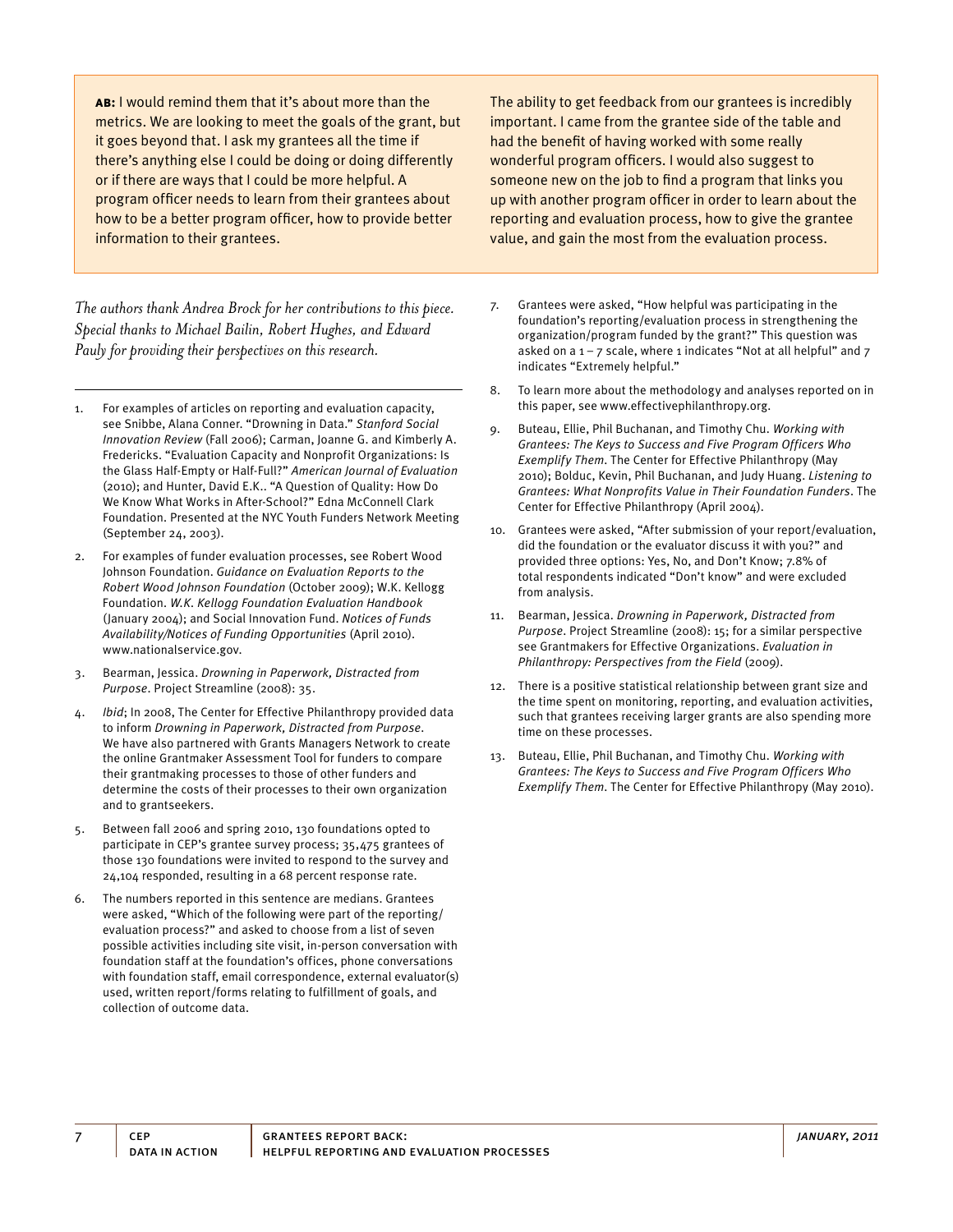**AB:** I would remind them that it's about more than the metrics. We are looking to meet the goals of the grant, but it goes beyond that. I ask my grantees all the time if there's anything else I could be doing or doing differently or if there are ways that I could be more helpful. A program officer needs to learn from their grantees about how to be a better program officer, how to provide better information to their grantees.

The ability to get feedback from our grantees is incredibly important. I came from the grantee side of the table and had the benefit of having worked with some really wonderful program officers. I would also suggest to someone new on the job to find a program that links you up with another program officer in order to learn about the reporting and evaluation process, how to give the grantee value, and gain the most from the evaluation process.

*The authors thank Andrea Brock for her contributions to this piece. Special thanks to Michael Bailin, Robert Hughes, and Edward Pauly for providing their perspectives on this research.*

---

1. For examples of articles on reporting and evaluation capacity, see Snibbe, Alana Conner. "Drowning in Data." *Stanford Social Innovation Review* (Fall 2006); Carman, Joanne G. and Kimberly A. Fredericks. "Evaluation Capacity and Nonprofit Organizations: Is the Glass Half-Empty or Half-Full?" *American Journal of Evaluation* (2010); and Hunter, David E.K.. "A Question of Quality: How Do We Know What Works in After-School?" Edna McConnell Clark Foundation. Presented at the NYC Youth Funders Network Meeting (September 24, 2003).
2. For examples of funder evaluation processes, see Robert Wood Johnson Foundation. *Guidance on Evaluation Reports to the Robert Wood Johnson Foundation* (October 2009); W.K. Kellogg Foundation. *W.K. Kellogg Foundation Evaluation Handbook* (January 2004); and Social Innovation Fund. *Notices of Funds Availability/Notices of Funding Opportunities* (April 2010). www.nationalservice.gov.
3. Bearman, Jessica. *Drowning in Paperwork, Distracted from Purpose*. Project Streamline (2008): 35.
4. *Ibid*; In 2008, The Center for Effective Philanthropy provided data to inform *Drowning in Paperwork, Distracted from Purpose*. We have also partnered with Grants Managers Network to create the online Grantmaker Assessment Tool for funders to compare their grantmaking processes to those of other funders and determine the costs of their processes to their own organization and to grantseekers.
5. Between fall 2006 and spring 2010, 130 foundations opted to participate in CEP's grantee survey process; 35,475 grantees of those 130 foundations were invited to respond to the survey and 24,104 responded, resulting in a 68 percent response rate.
6. The numbers reported in this sentence are medians. Grantees were asked, "Which of the following were part of the reporting/evaluation process?" and asked to choose from a list of seven possible activities including site visit, in-person conversation with foundation staff at the foundation's offices, phone conversations with foundation staff, email correspondence, external evaluator(s) used, written report/forms relating to fulfillment of goals, and collection of outcome data.
7. Grantees were asked, "How helpful was participating in the foundation's reporting/evaluation process in strengthening the organization/program funded by the grant?" This question was asked on a 1 – 7 scale, where 1 indicates "Not at all helpful" and 7 indicates "Extremely helpful."
8. To learn more about the methodology and analyses reported on in this paper, see www.effectivephilanthropy.org.
9. Buteau, Ellie, Phil Buchanan, and Timothy Chu. *Working with Grantees: The Keys to Success and Five Program Officers Who Exemplify Them*. The Center for Effective Philanthropy (May 2010); Bolduc, Kevin, Phil Buchanan, and Judy Huang. *Listening to Grantees: What Nonprofits Value in Their Foundation Funders*. The Center for Effective Philanthropy (April 2004).
10. Grantees were asked, "After submission of your report/evaluation, did the foundation or the evaluator discuss it with you?" and provided three options: Yes, No, and Don't Know; 7.8% of total respondents indicated "Don't know" and were excluded from analysis.
11. Bearman, Jessica. *Drowning in Paperwork, Distracted from Purpose*. Project Streamline (2008): 15; for a similar perspective see Grantmakers for Effective Organizations. *Evaluation in Philanthropy: Perspectives from the Field* (2009).
12. There is a positive statistical relationship between grant size and the time spent on monitoring, reporting, and evaluation activities, such that grantees receiving larger grants are also spending more time on these processes.
13. Buteau, Ellie, Phil Buchanan, and Timothy Chu. *Working with Grantees: The Keys to Success and Five Program Officers Who Exemplify Them*. The Center for Effective Philanthropy (May 2010).